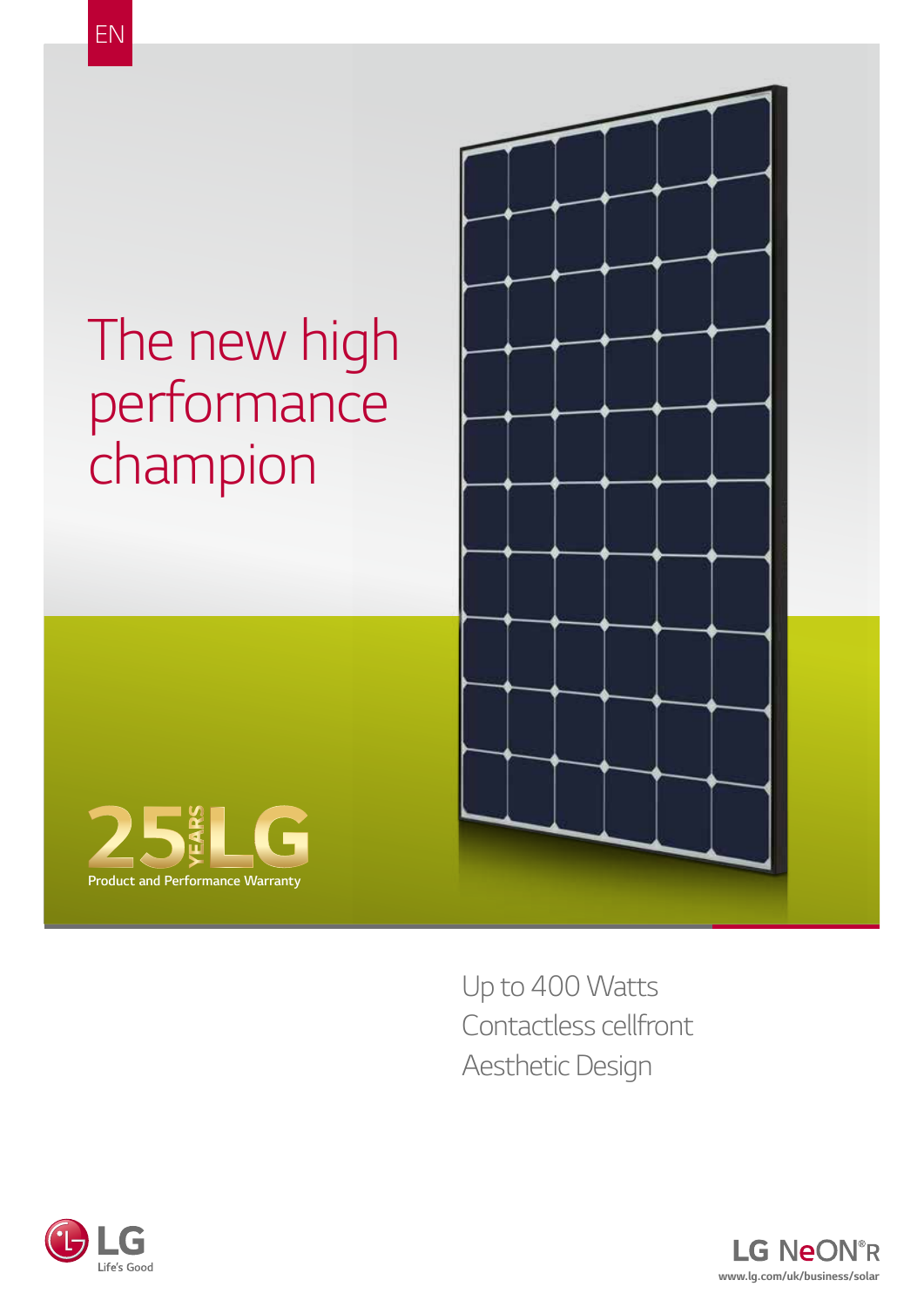EN

# The new high performance champion

25 YEARS LG

Product and Performance Warranty

Up to 400 Watts
Contactless cellfront
Aesthetic Design

LG Life's Good

LG NeON®R

www.lg.com/uk/business/solar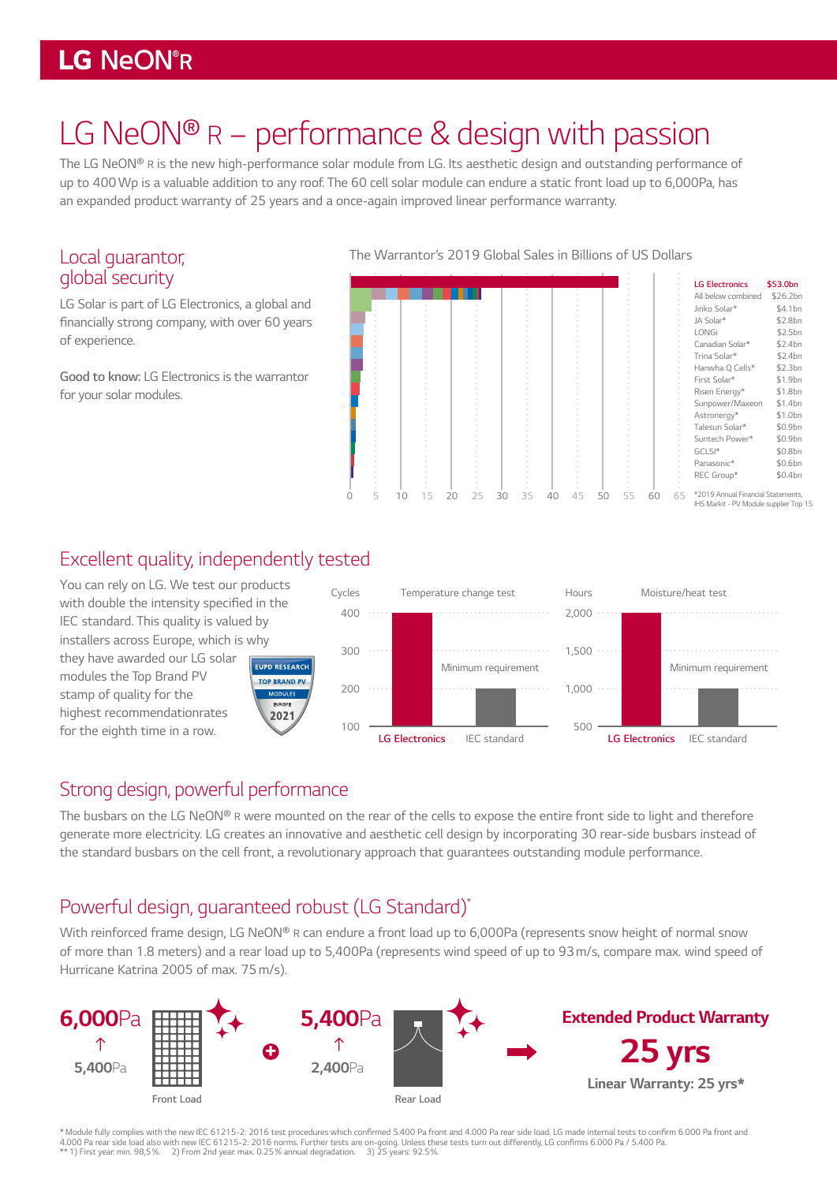# LG NeON® R – performance & design with passion

The LG NeON® R is the new high-performance solar module from LG. Its aesthetic design and outstanding performance of up to 400 Wp is a valuable addition to any roof. The 60 cell solar module can endure a static front load up to 6,000Pa, has an expanded product warranty of 25 years and a once-again improved linear performance warranty.

## Local guarantor, global security

LG Solar is part of LG Electronics, a global and financially strong company, with over 60 years of experience.

**Good to know:** LG Electronics is the warrantor for your solar modules.

The Warrantor's 2019 Global Sales in Billions of US Dollars

| Company | Sales |
|---|---|
| LG Electronics | $53.0bn |
| All below combined | $26.2bn |
| Jinko Solar* | $4.1bn |
| JA Solar* | $2.8bn |
| LONGi | $2.5bn |
| Canadian Solar* | $2.4bn |
| Trina Solar* | $2.4bn |
| Hanwha Q Cells* | $2.3bn |
| First Solar* | $1.9bn |
| Risen Energy* | $1.8bn |
| Sunpower/Maxeon | $1.4bn |
| Astronergy* | $1.0bn |
| Talesun Solar* | $0.9bn |
| Suntech Power* | $0.9bn |
| GCLSI* | $0.8bn |
| Panasonic* | $0.6bn |
| REC Group* | $0.4bn |

*2019 Annual Financial Statements, IHS Markit - PV Module supplier Top 15

## Excellent quality, independently tested

You can rely on LG. We test our products with double the intensity specified in the IEC standard. This quality is valued by installers across Europe, which is why they have awarded our LG solar modules the Top Brand PV stamp of quality for the highest recommendationrates for the eighth time in a row.

EUPD RESEARCH TOP BRAND PV MODULES EUROPE 2021

Temperature change test (Cycles): LG Electronics 400; IEC standard (Minimum requirement) 200

Moisture/heat test (Hours): LG Electronics 2,000; IEC standard (Minimum requirement) 1,000

## Strong design, powerful performance

The busbars on the LG NeON® R were mounted on the rear of the cells to expose the entire front side to light and therefore generate more electricity. LG creates an innovative and aesthetic cell design by incorporating 30 rear-side busbars instead of the standard busbars on the cell front, a revolutionary approach that guarantees outstanding module performance.

## Powerful design, guaranteed robust (LG Standard)*

With reinforced frame design, LG NeON® R can endure a front load up to 6,000Pa (represents snow height of normal snow of more than 1.8 meters) and a rear load up to 5,400Pa (represents wind speed of up to 93 m/s, compare max. wind speed of Hurricane Katrina 2005 of max. 75 m/s).

**6,000**Pa ↑ **5,400**Pa – Front Load

**5,400**Pa ↑ **2,400**Pa – Rear Load

**Extended Product Warranty 25 yrs**

**Linear Warranty: 25 yrs***

* Module fully complies with the new IEC 61215-2: 2016 test procedures which confirmed 5.400 Pa front and 4.000 Pa rear side load. LG made internal tests to confirm 6.000 Pa front and 4.000 Pa rear side load also with new IEC 61215-2: 2016 norms. Further tests are on-going. Unless these tests turn out differently, LG confirms 6.000 Pa / 5.400 Pa.
** 1) First year: min. 98,5 %. 2) From 2nd year: max. 0.25 % annual degradation. 3) 25 years: 92.5 %.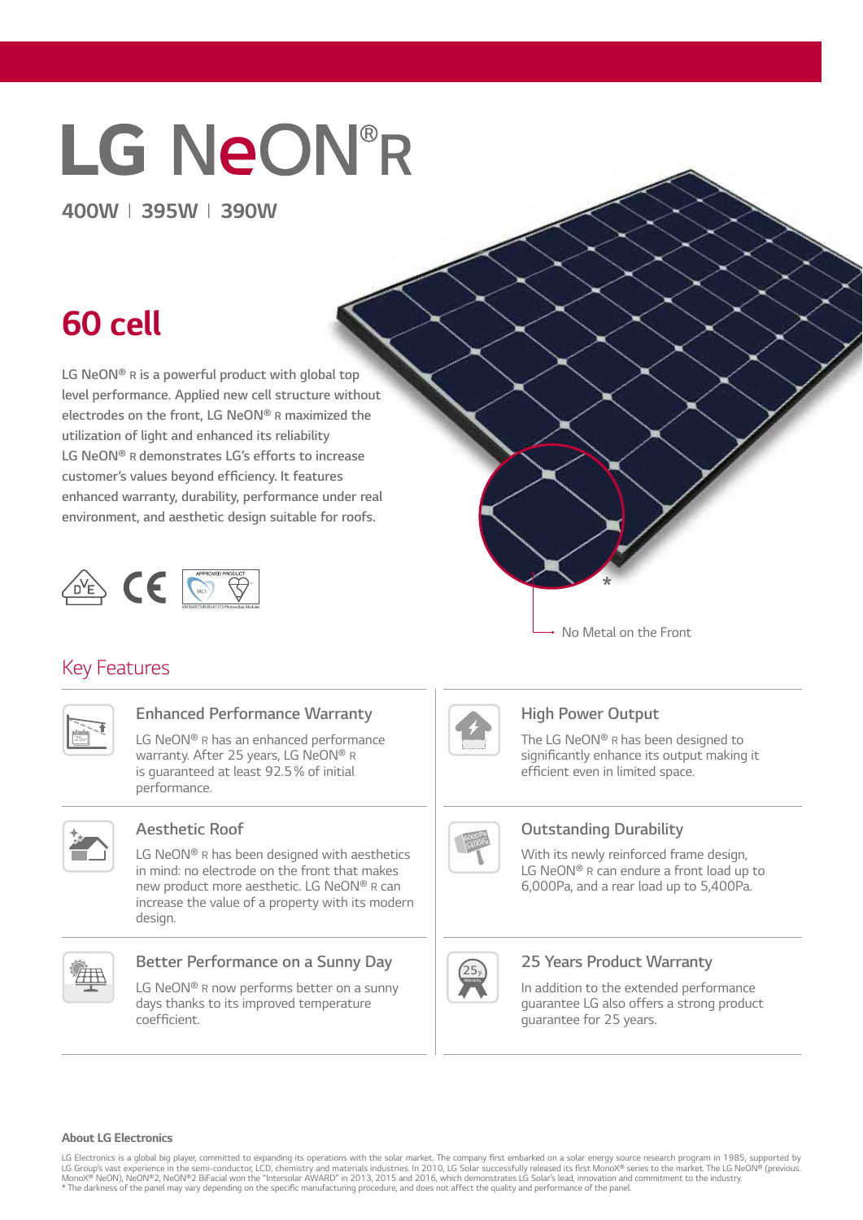# LG NeON® R

**400W | 395W | 390W**

## 60 cell

LG NeON® R is a powerful product with global top level performance. Applied new cell structure without electrodes on the front, LG NeON® R maximized the utilization of light and enhanced its reliability LG NeON® R demonstrates LG's efforts to increase customer's values beyond efficiency. It features enhanced warranty, durability, performance under real environment, and aesthetic design suitable for roofs.

No Metal on the Front

## Key Features

### Enhanced Performance Warranty

LG NeON® R has an enhanced performance warranty. After 25 years, LG NeON® R is guaranteed at least 92.5 % of initial performance.

### High Power Output

The LG NeON® R has been designed to significantly enhance its output making it efficient even in limited space.

### Aesthetic Roof

LG NeON® R has been designed with aesthetics in mind: no electrode on the front that makes new product more aesthetic. LG NeON® R can increase the value of a property with its modern design.

### Outstanding Durability

With its newly reinforced frame design, LG NeON® R can endure a front load up to 6,000Pa, and a rear load up to 5,400Pa.

### Better Performance on a Sunny Day

LG NeON® R now performs better on a sunny days thanks to its improved temperature coefficient.

### 25 Years Product Warranty

In addition to the extended performance guarantee LG also offers a strong product guarantee for 25 years.

**About LG Electronics**

LG Electronics is a global big player, committed to expanding its operations with the solar market. The company first embarked on a solar energy source research program in 1985, supported by LG Group's vast experience in the semi-conductor, LCD, chemistry and materials industries. In 2010, LG Solar successfully released its first MonoX® series to the market. The LG NeON® (previous. MonoX® NeON), NeON®2, NeON®2 BiFacial won the "Intersolar AWARD" in 2013, 2015 and 2016, which demonstrates LG Solar's lead, innovation and commitment to the industry.

* The darkness of the panel may vary depending on the specific manufacturing procedure, and does not affect the quality and performance of the panel.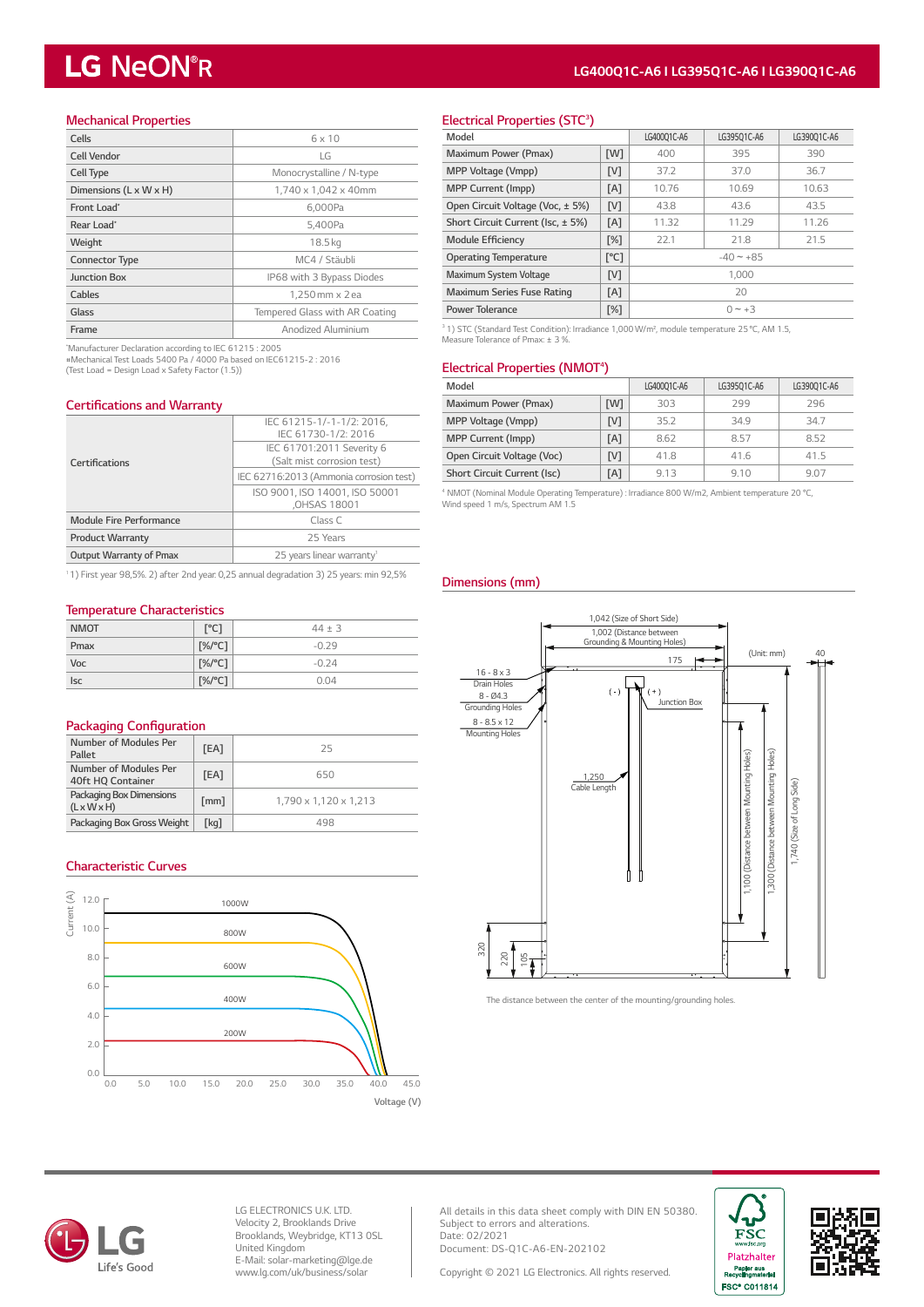# LG NeON®R

LG400Q1C-A6 I LG395Q1C-A6 I LG390Q1C-A6

## Mechanical Properties

| | |
|---|---|
| Cells | 6 x 10 |
| Cell Vendor | LG |
| Cell Type | Monocrystalline / N-type |
| Dimensions (L x W x H) | 1,740 x 1,042 x 40mm |
| Front Load* | 6,000Pa |
| Rear Load* | 5,400Pa |
| Weight | 18.5kg |
| Connector Type | MC4 / Stäubli |
| Junction Box | IP68 with 3 Bypass Diodes |
| Cables | 1,250mm x 2ea |
| Glass | Tempered Glass with AR Coating |
| Frame | Anodized Aluminium |

*Manufacturer Declaration according to IEC 61215 : 2005
*Mechanical Test Loads 5400 Pa / 4000 Pa based on IEC61215-2 : 2016
(Test Load = Design Load x Safety Factor (1.5))

## Certifications and Warranty

| | |
|---|---|
| Certifications | IEC 61215-1/-1-1/2: 2016, IEC 61730-1/2: 2016 |
| | IEC 61701:2011 Severity 6 (Salt mist corrosion test) |
| | IEC 62716:2013 (Ammonia corrosion test) |
| | ISO 9001, ISO 14001, ISO 50001 ,OHSAS 18001 |
| Module Fire Performance | Class C |
| Product Warranty | 25 Years |
| Output Warranty of Pmax | 25 years linear warranty[1] |

[1] 1) First year 98,5%. 2) after 2nd year. 0,25 annual degradation 3) 25 years: min 92,5%

## Temperature Characteristics

| | | |
|---|---|---|
| NMOT | [°C] | 44 ± 3 |
| Pmax | [%/°C] | -0.29 |
| Voc | [%/°C] | -0.24 |
| Isc | [%/°C] | 0.04 |

## Packaging Configuration

| | | |
|---|---|---|
| Number of Modules Per Pallet | [EA] | 25 |
| Number of Modules Per 40ft HQ Container | [EA] | 650 |
| Packaging Box Dimensions (L x W x H) | [mm] | 1,790 x 1,120 x 1,213 |
| Packaging Box Gross Weight | [kg] | 498 |

## Characteristic Curves

Current (A)
12.0
10.0
8.0
6.0
4.0
2.0
0.0
1000W
800W
600W
400W
200W
0.0 5.0 10.0 15.0 20.0 25.0 30.0 35.0 40.0 45.0
Voltage (V)

## Electrical Properties (STC[3])

| Model | | LG400Q1C-A6 | LG395Q1C-A6 | LG390Q1C-A6 |
|---|---|---|---|---|
| Maximum Power (Pmax) | [W] | 400 | 395 | 390 |
| MPP Voltage (Vmpp) | [V] | 37.2 | 37.0 | 36.7 |
| MPP Current (Impp) | [A] | 10.76 | 10.69 | 10.63 |
| Open Circuit Voltage (Voc, ± 5%) | [V] | 43.8 | 43.6 | 43.5 |
| Short Circuit Current (Isc, ± 5%) | [A] | 11.32 | 11.29 | 11.26 |
| Module Efficiency | [%] | 22.1 | 21.8 | 21.5 |
| Operating Temperature | [°C] | -40 ~ +85 | | |
| Maximum System Voltage | [V] | 1,000 | | |
| Maximum Series Fuse Rating | [A] | 20 | | |
| Power Tolerance | [%] | 0 ~ +3 | | |

[3] 1) STC (Standard Test Condition): Irradiance 1,000 W/m², module temperature 25 °C, AM 1.5, Measure Tolerance of Pmax: ± 3 %.

## Electrical Properties (NMOT[4])

| Model | | LG400Q1C-A6 | LG395Q1C-A6 | LG390Q1C-A6 |
|---|---|---|---|---|
| Maximum Power (Pmax) | [W] | 303 | 299 | 296 |
| MPP Voltage (Vmpp) | [V] | 35.2 | 34.9 | 34.7 |
| MPP Current (Impp) | [A] | 8.62 | 8.57 | 8.52 |
| Open Circuit Voltage (Voc) | [V] | 41.8 | 41.6 | 41.5 |
| Short Circuit Current (Isc) | [A] | 9.13 | 9.10 | 9.07 |

[4] NMOT (Nominal Module Operating Temperature) : Irradiance 800 W/m2, Ambient temperature 20 °C, Wind speed 1 m/s, Spectrum AM 1.5

## Dimensions (mm)

1,042 (Size of Short Side)
1,002 (Distance between Grounding & Mounting Holes)
175
(Unit: mm)
40
16 - 8 x 3 Drain Holes
8 - Ø4.3 Grounding Holes
8 - 8.5 x 12 Mounting Holes
(-) (+)
Junction Box
1,250 Cable Length
1,100 (Distance between Mounting Holes)
1,300 (Distance between Mounting Holes)
1,740 (Size of Long Side)
320
220
105

The distance between the center of the mounting/grounding holes.

LG ELECTRONICS U.K. LTD.
Velocity 2, Brooklands Drive
Brooklands, Weybridge, KT13 0SL
United Kingdom
E-Mail: solar-marketing@lge.de
www.lg.com/uk/business/solar

All details in this data sheet comply with DIN EN 50380.
Subject to errors and alterations.
Date: 02/2021
Document: DS-Q1C-A6-EN-202102

Copyright © 2021 LG Electronics. All rights reserved.

LG Life's Good

FSC www.fsc.org Platzhalter Papier aus Recyclingmaterial FSC® C011814